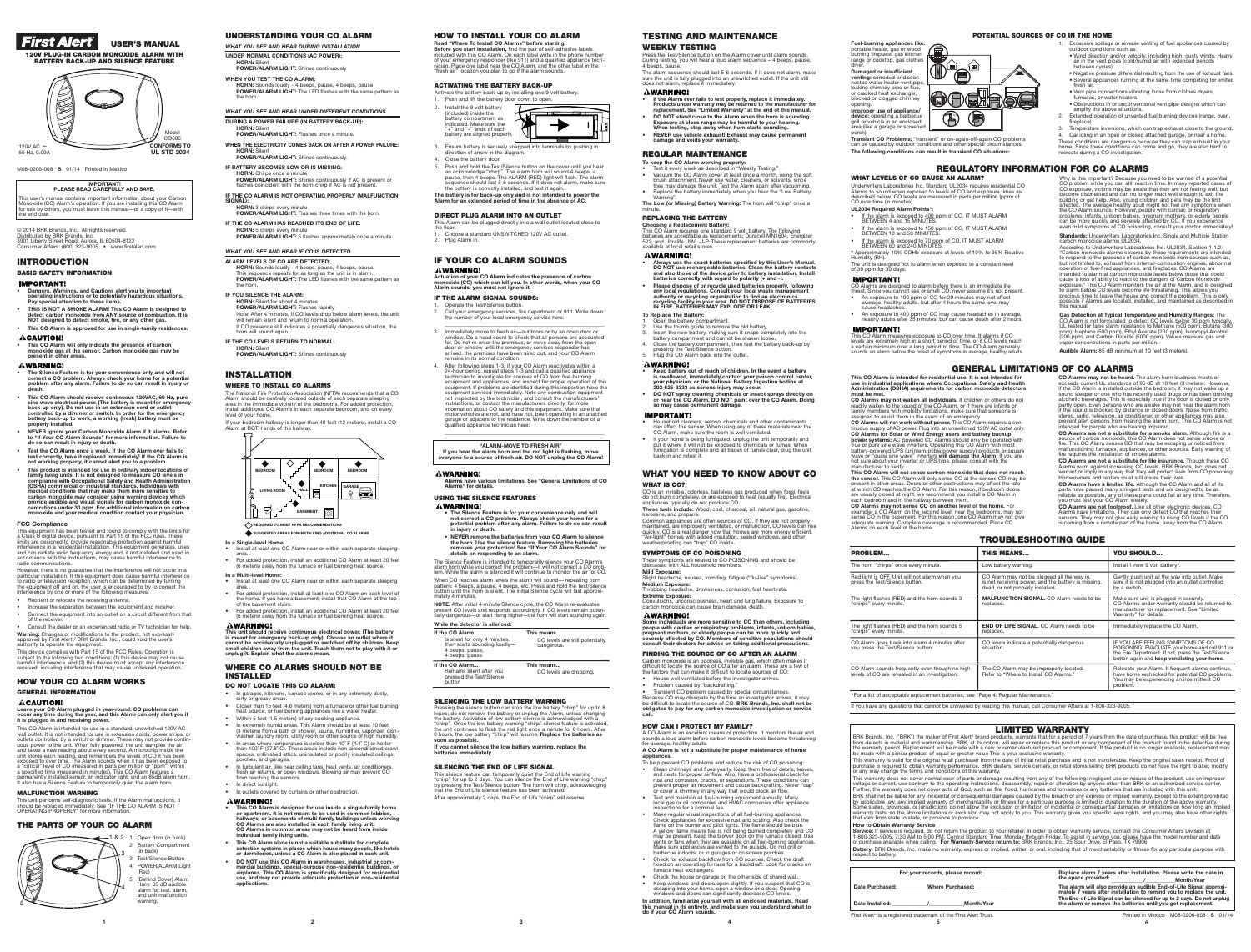# First Alert® USER'S MANUAL

## 120V PLUG-IN CARBON MONOXIDE ALARM WITH BATTERY BACK-UP AND SILENCE FEATURE

120V AC ~, 60 Hz, 0.09A

Model CO606

**CONFORMS TO UL STD 2034**

M08-0206-008 **S** 01/14 Printed in Mexico

**IMPORTANT! PLEASE READ CAREFULLY AND SAVE.**

This user's manual contains important information about your Carbon Monoxide (CO) Alarm's operation. If you are installing this CO Alarm for use by others, you must leave this manual—or a copy of it—with the end user.

© 2014 BRK Brands, Inc. All rights reserved.
Distributed by BRK Brands, Inc.
3901 Liberty Street Road, Aurora, IL 60504-8122
Consumer Affairs: (800) 323-9005 • www.firstalert.com

## INTRODUCTION

### BASIC SAFETY INFORMATION

**IMPORTANT!**

- **Dangers, Warnings, and Cautions alert you to important operating instructions or to potentially hazardous situations. Pay special attention to these items.**
- **THIS IS NOT A SMOKE ALARM! This CO Alarm is designed to detect carbon monoxide from ANY source of combustion. It is NOT designed to detect smoke, fire, or any other gas.**
- **This CO Alarm is approved for use in single-family residences.**

**⚠CAUTION!**

- **This CO Alarm will only indicate the presence of carbon monoxide gas at the sensor. Carbon monoxide gas may be present in other areas.**

**⚠WARNING!**

- **The Silence Feature is for your convenience only and will not correct a CO problem. Always check your home for a potential problem after any alarm. Failure to do so can result in injury or death.**
- **This CO Alarm should receive continuous 120VAC, 60 Hz, pure sine wave electrical power. (The battery is meant for emergency back-up only). Do not use in an extension cord or outlet controlled by a dimmer or switch. In order for the emergency battery back-up to work, a working (fresh) battery must be properly installed.**
- **NEVER ignore your Carbon Monoxide Alarm if it alarms. Refer to "If Your CO Alarm Sounds" for more information. Failure to do so can result in injury or death.**
- **Test the CO Alarm once a week. If the CO Alarm ever fails to test correctly, have it replaced immediately! If the CO Alarm is not working properly, it cannot alert you to a problem.**
- **This product is intended for use in ordinary indoor locations of family living units. It is not designed to measure CO levels in compliance with Occupational Safety and Health Administration (OSHA) commercial or industrial standards. Individuals with medical conditions that may make them more sensitive to carbon monoxide may consider using warning devices which provide audible and visual signals for carbon monoxide concentrations under 30 ppm. For additional information on carbon monoxide and your medical condition contact your physician.**

### FCC Compliance

This equipment has been tested and found to comply with the limits for a Class B digital device, pursuant to Part 15 of the FCC rules. These limits are designed to provide reasonable protection against harmful interference in a residential installation. This equipment generates, uses and can radiate radio frequency energy and, if not installed and used in accordance with the instructions, may cause harmful interference to radio communications.

However, there is no guarantee that the interference will not occur in a particular installation. If this equipment does cause harmful interference to radio or television reception, which can be determined by turning the equipment off and on, the user is encouraged to try to correct the interference by one or more of the following measures:

- Reorient or relocate the receiving antenna.
- Increase the separation between the equipment and receiver.
- Connect the equipment into an outlet on a circuit different from that of the receiver.
- Consult the dealer or an experienced radio or TV technician for help.

**Warnings:** Changes or modifications to the product, not expressly approved by First Alert / BRK Brands, Inc., could void the user's authority to operate the equipment.

This device complies with Part 15 of the FCC Rules. Operation is subject to the following two conditions: (1) this device may not cause harmful interference, and (2) this device must accept any interference received, including interference that may cause undesired operation.

## HOW YOUR CO ALARM WORKS

### GENERAL INFORMATION

**⚠CAUTION!**

**Leave your CO Alarm plugged in year-round. CO problems can occur any time during the year, and this Alarm can only alert you if it is plugged in and receiving power.**

This CO Alarm is intended for use in a standard, unswitched 120V AC wall outlet. It is not intended for use in extension cords, power strips or outlets controlled by a switch or dimmer. These may not provide continuous power to the unit. When fully powered, the unit samples the air and takes a new reading about every second. A microchip inside the unit stores each reading, and remembers the levels of CO it has been exposed to over time. The Alarm sounds when it has been exposed to a "critical" level of CO (measured in parts per million or "ppm") within a specified time (measured in minutes). This CO Alarm features a permanently installed sensor, an indicator light, and an 85dB alarm horn. It also has a Silence Feature to temporarily quiet the alarm horn.

### MALFUNCTION WARNING

This unit performs self-diagnostic tests. If the Alarm malfunctions, it should be replaced immediately. See "IF THE CO ALARM IS NOT OPERATING PROPERLY" for more information.

## THE PARTS OF YOUR CO ALARM

1. Open door (in back)
2. Battery Compartment (in back)
3. Test/Silence Button
4. POWER/ALARM Light (Red)
5. (Behind Cover) Alarm Horn: 85 dB audible alarm for test, alarm, and unit malfunction warning.

## UNDERSTANDING YOUR CO ALARM

*WHAT YOU SEE AND HEAR DURING INSTALLATION*

**UNDER NORMAL CONDITIONS (AC POWER):**
**HORN:** Silent
**POWER/ALARM LIGHT:** Shines continuously

**WHEN YOU TEST THE CO ALARM:**
**HORN:** Sounds loudly - 4 beeps, pause, 4 beeps, pause
**POWER/ALARM LIGHT:** The LED flashes with the same pattern as the horn.

*WHAT YOU SEE AND HEAR UNDER DIFFERENT CONDITIONS*

**DURING A POWER FAILURE (IN BATTERY BACK-UP):**
**HORN:** Silent
**POWER/ALARM LIGHT:** Flashes once a minute.

**WHEN THE ELECTRICITY COMES BACK ON AFTER A POWER FAILURE:**
**HORN:** Silent
**POWER/ALARM LIGHT:** Shines continuously.

**IF BATTERY BECOMES LOW OR IS MISSING:**
**HORN:** Chirps once a minute
**POWER/ALARM LIGHT:** Shines continuously if AC is present or flashes coincident with the horn-chirp if AC is not present.

**IF THE CO ALARM IS NOT OPERATING PROPERLY (MALFUNCTION SIGNAL):**
**HORN:** 3 chirps every minute
**POWER/ALARM LIGHT:** Flashes three times with the horn.

**IF THE CO ALARM HAS REACHED ITS END OF LIFE:**
**HORN:** 5 chirps every minute
**POWER/ALARM LIGHT:** 5 flashes approximately once a minute.

*WHAT YOU SEE AND HEAR IF CO IS DETECTED*

**ALARM LEVELS OF CO ARE DETECTED:**
**HORN:** Sounds loudly - 4 beeps, pause, 4 beeps, pause. This sequence repeats for as long as the unit is in alarm.
**POWER/ALARM LIGHT:** The LED flashes with the same pattern as the horn.

**IF YOU SILENCE THE ALARM:**
**HORN:** Silent for about 4 minutes
**POWER/ALARM LIGHT:** Flashes rapidly
Note: After 4 minutes, if CO levels drop below alarm levels, the unit will remain silent and return to normal operation.
If CO presence still indicates a potentially dangerous situation, the horn will sound again.

**IF THE CO LEVELS RETURN TO NORMAL:**
**HORN:** Silent
**POWER/ALARM LIGHT:** Shines continuously

## INSTALLATION

### WHERE TO INSTALL CO ALARMS

The National Fire Protection Association (NFPA) recommends that a CO Alarm should be centrally located outside of each separate sleeping area in the immediate vicinity of the bedrooms. For added protection, install additional CO Alarms in each separate bedroom, and on every level of your home.

If your bedroom hallway is longer than 40 feet (12 meters), install a CO Alarm at BOTH ends of the hallway.

BEDROOM, BEDROOM, BEDROOM, LIVING ROOM, HALL, KITCHEN, GARAGE, BASEMENT

REQUIRED TO MEET NFPA RECOMMENDATIONS
SUGGESTED AREAS FOR INSTALLING ADDITIONAL CO ALARMS

**In a Single-level Home:**

- Install at least one CO Alarm near or within each separate sleeping area.
- For added protection, install an additional CO Alarm at least 20 feet (6 meters) away from the furnace or fuel burning heat source.

**In a Multi-level Home:**

- Install at least one CO Alarm near or within each separate sleeping area.
- For added protection, install at least one CO Alarm on each level of the home. If you have a basement, install that CO Alarm at the top of the basement stairs.
- For added protection, install an additional CO Alarm at least 20 feet (6 meters) away from the furnace or fuel burning heat source.

**⚠WARNING!**

**This unit should receive continuous electrical power. (The battery is meant for emergency back-up only). Choose an outlet where it cannot be accidentally unplugged or switched off by children. Keep small children away from the unit. Teach them not to play with it or unplug it. Explain what the alarms mean.**

## WHERE CO ALARMS SHOULD NOT BE INSTALLED

### DO NOT LOCATE THIS CO ALARM:

- In garages, kitchens, furnace rooms, or in any extremely dusty, dirty or greasy areas.
- Closer than 15 feet (4.6 meters) from a furnace or other fuel burning heat source, or fuel burning appliances like a water heater.
- Within 5 feet (1.5 meters) of any cooking appliance.
- In extremely humid areas. This Alarm should be at least 10 feet (3 meters) from a bath or shower, sauna, humidifier, vaporizer, dishwasher, laundry room, utility room or other source of high humidity.
- In areas where temperature is colder than 40° F (4.4° C) or hotter than 100° F (37.8° C). These areas include non-airconditioned crawl spaces, unfinished attics, uninsulated or poorly insulated ceilings, porches, and garages.
- In turbulent air, like near ceiling fans, heat vents, air conditioners, fresh air returns, or open windows. Blowing air may prevent CO from reaching the sensors.
- In direct sunlight.
- In outlets covered by curtains or other obstruction.

**⚠WARNING!**

- **This CO Alarm is designed for use inside a single-family home or apartment. It is not meant to be used in common lobbies, hallways, or basements of multi-family buildings unless working CO Alarms are also installed in each family living unit. CO Alarms in common areas may not be heard from inside individual family living units.**
- **This CO Alarm alone is not a suitable substitute for complete detection systems in places which house many people, like hotels or dormitories, unless a CO Alarm is also placed in each unit.**
- **DO NOT use this CO Alarm in warehouses, industrial or commercial buildings, special-purpose non-residential buildings, or airplanes. This CO Alarm is specifically designed for residential use, and may not provide adequate protection in non-residential applications.**

## HOW TO INSTALL YOUR CO ALARM

**Read "Where To Install Co Alarms" before starting.**

**Before you start installation,** find the pair of self-adhesive labels included with this CO Alarm. On each label write in the phone number of your emergency responder (like 911) and a qualified appliance technician. Place one label near the CO Alarm, and the other label in the "fresh air" location you plan to go if the alarm sounds.

### ACTIVATING THE BATTERY BACK-UP

Activate the battery back-up by installing one 9 volt battery.

1. Push and lift the battery door down to open.
2. Install the 9 volt battery (included) inside the battery compartment as indicated. Make sure the "+" and "–" ends of each battery are aligned properly.
3. Ensure battery is securely snapped into terminals by pushing in direction of arrow in the diagram.
4. Close the battery door.
5. Push and hold the Test/Silence button on the cover until you hear an acknowledge "chirp". The alarm horn will sound 4 beeps, a pause, then 4 beeps. The ALARM (RED) light will flash. The alarm sequence should last 5-6 seconds. If it does not alarm, make sure the battery is correctly installed, and test it again.

**The battery is for back-up only and is not intended to power the Alarm for an extended period of time in the absence of AC.**

### DIRECT PLUG ALARM INTO AN OUTLET

This Alarm can be plugged directly into a wall outlet located close to the floor.

1. Choose a standard UNSWITCHED 120V AC outlet.
2. Plug Alarm in.

## IF YOUR CO ALARM SOUNDS

**⚠WARNING!**

**Actuation of your CO Alarm indicates the presence of carbon monoxide (CO) which can kill you. In other words, when your CO Alarm sounds, you must not ignore it!**

### IF THE ALARM SIGNAL SOUNDS:

1. Operate the Test/Silence button.
2. Call your emergency services, fire department or 911. Write down the number of your local emergency service here:
3. Immediately move to fresh air—outdoors or by an open door or window. Do a head count to check that all persons are accounted for. Do not re-enter the premises, or move away from the open door or window until the emergency services responder has arrived, the premises have been aired out, and your CO Alarm remains in its normal condition.
4. After following steps 1-3, if your CO Alarm reactivates within a 24-hour period, repeat steps 1-3 and call a qualified appliance technician to investigate for sources of CO from fuel-burning equipment and appliances, and inspect for proper operation of this equipment. If problems are identified during this inspection have the equipment serviced immediately. Note any combustion equipment not inspected by the technician, and consult the manufacturers' instructions, or contact the manufacturers directly, for more information about CO safety and this equipment. Make sure that motor vehicles are not, and have not, been operating in an attached garage or adjacent to the residence. Write down the number of a qualified appliance technician here:

**"ALARM-MOVE TO FRESH AIR"**
**If you hear the alarm horn and the red light is flashing, move everyone to a source of fresh air. DO NOT unplug the CO Alarm!**

**⚠WARNING!**

**Alarms have various limitations. See "General Limitations of CO Alarms" for details.**

### USING THE SILENCE FEATURES

**⚠WARNING!**

- **The Silence Feature is for your convenience only and will not correct a CO problem. Always check your home for a potential problem after any alarm. Failure to do so can result in injury or death.**
- **NEVER remove the batteries from your CO Alarm to silence the horn. Use the silence feature. Removing the batteries removes your protection! See "If Your CO Alarm Sounds" for details on responding to an alarm.**

The Silence Feature is intended to temporarily silence your CO Alarm's alarm horn while you correct the problem—it will not correct a CO problem. While the alarm is silenced it will continue to monitor the air for CO.

When CO reaches alarm levels the alarm will sound— repeating horn pattern: 4 beeps, a pause, 4 beeps, etc. Press and hold the Test/Silence button until the horn is silent. The initial Silence cycle will last approximately 4 minutes.

**NOTE:** After initial 4-minute Silence cycle, the CO Alarm re-evaluates present CO levels and responds accordingly. If CO levels remain potentially dangerous—or start rising higher—the horn will start sounding again.

**While the detector is silenced:**

| If the CO Alarm... | This means... |
|---|---|
| Is silent for only 4 minutes, then starts sounding loudly— 4 beeps, pause, 4 beeps, pause | CO levels are still potentially dangerous. |
| **If the CO Alarm...** | **This means...** |
| Remains silent after you pressed the Test/Silence button | CO levels are dropping. |

### SILENCING THE LOW BATTERY WARNING

Pressing the silence button can stop the low battery "chirp" for up to 8 hours; do not remove the battery or unplug the Alarm, unless changing the battery. Activation of low battery silence is acknowledged with a "chirp". Once the low battery warning "chirp" silence feature is activated, the unit continues to flash the red light once a minute for 8 hours. After 8 hours, the low battery "chirp" will resume. **Replace the batteries as soon as possible.**

**If you cannot silence the low battery warning, replace batteries immediately.**

### SILENCING THE END OF LIFE SIGNAL

This silence feature can temporarily quiet the End of Life warning "chirp" for up to 2 days. You can silence the End of Life warning "chirp" by pressing the Test/Silence button. The horn will chirp, acknowledging that the End of Life silence feature has been activated.

After approximately 2 days, the End of Life "chirp" will resume.

## TESTING AND MAINTENANCE

### WEEKLY TESTING

Press the Test/Silence button on the Alarm cover until alarm sounds. During testing, you will hear a loud alarm sequence – 4 beeps, pause, 4 beeps, pause.

The alarm sequence should last 5-6 seconds. If it does not alarm, make sure the unit is fully plugged into an unswitched outlet. If the unit still does not alarm, replace it immediately.

**⚠WARNING!**

- **If the Alarm ever fails to test properly, replace it immediately. Products under warranty may be returned to the manufacturer for replacement. See "Limited Warranty" at the end of this manual.**
- **DO NOT stand close to the Alarm when the horn is sounding. Exposure at close range may be harmful to your hearing. When testing, step away when horn starts sounding.**
- **NEVER use vehicle exhaust! Exhaust may cause permanent damage and voids your warranty.**

## REGULAR MAINTENANCE

**To keep the CO Alarm working properly:**

- Test it every week as described in "Weekly Testing."
- Vacuum the CO Alarm cover at least once a month, using the soft brush attachment. Never use water, cleaners, or solvents, since they may damage the unit. Test the Alarm again after vacuuming.
- Replace the battery immediately when you hear the "Low Battery Warning".

**The Low (or Missing) Battery Warning:** The horn will "chirp" once a minute.

### REPLACING THE BATTERY

**Choosing a Replacement Battery:**
This CO Alarm requires one standard 9 volt battery. The following batteries are acceptable as replacements: Duracell MN1604, Energizer 522, and Ultralife U9VL-J-P. These replacement batteries are commonly available at local retail stores.

**⚠WARNING!**

- **Always use the exact batteries specified by this User's Manual. DO NOT use rechargeable batteries. Clean the battery contacts and also those of the device prior to battery installation. Install batteries correctly with regard to polarity (+ and -).**
- **Please dispose of or recycle used batteries properly, following any local regulations. Consult your local waste management authority or recycling organization to find an electronics recycling facility in your area. DO NOT DISPOSE OF BATTERIES IN FIRE. BATTERIES MAY EXPLODE OR LEAK.**

**To Replace the Battery:**

1. Open the battery compartment.
2. Use the thumb guide to remove the old battery.
3. Insert the new battery, making sure it snaps completely into the battery compartment and cannot be shaken loose.
4. Close the battery compartment, then test the battery back-up by pressing the Test/Silence button.
5. Plug the CO Alarm back into the outlet.

**⚠WARNING!**

- **Keep battery out of reach of children. In the event a battery is swallowed, immediately contact your poison control center, your physician, or the National Battery Ingestion hotline at 202-625-3333 as serious injury may occur.**
- **DO NOT spray cleaning chemicals or insect sprays directly on or near the CO Alarm. DO NOT paint over the CO Alarm. Doing so may cause permanent damage.**

**IMPORTANT!**

- Household cleaners, aerosol chemicals and other contaminants can affect the sensor. When using any of these materials near the CO Alarm, make sure the room is well ventilated.
- If your home is being fumigated, unplug the unit temporarily and put it where it will not be exposed to chemicals or fumes. When fumigation is complete and all traces of fumes clear, plug the unit back in and retest it.

## WHAT YOU NEED TO KNOW ABOUT CO

### WHAT IS CO?

CO is an invisible, odorless, tasteless gas produced when fossil fuels do not burn completely, or are exposed to heat (usually fire). Electrical appliances typically do not produce CO.

**These fuels include:** Wood, coal, charcoal, oil, natural gas, gasoline, kerosene, and propane.

Common appliances are often sources of CO. If they are not properly maintained, are improperly ventilated, or malfunction, CO levels can rise quickly. CO is a real danger now that homes are more energy efficient. "Air-tight" homes with added insulation, sealed windows, and other weatherproofing can "trap" CO inside.

### SYMPTOMS OF CO POISONING

These symptoms are related to CO POISONING and should be discussed with ALL household members.

**Mild Exposure:**
Slight headache, nausea, vomiting, fatigue ("flu-like" symptoms).

**Medium Exposure:**
Throbbing headache, drowsiness, confusion, fast heart rate.

**Extreme Exposure:**
Convulsions, unconsciousness, heart and lung failure. Exposure to carbon monoxide can cause brain damage, death.

**⚠WARNING!**

**Some individuals are more sensitive to CO than others, including people with cardiac or respiratory problems, infants, unborn babies, pregnant mothers, or elderly people can be more quickly and severely affected by CO. Members of sensitive populations should consult their doctors for advice on taking additional precautions.**

### FINDING THE SOURCE OF CO AFTER AN ALARM

Carbon monoxide is an odorless, invisible gas, which often makes it difficult to locate the source of CO after an alarm. These are a few of the factors that can make it difficult to locate sources of CO:

- House well ventilated before the investigator arrives.
- Problem caused by "backdrafting."
- Transient CO problem caused by special circumstances.

Because CO may dissipate by the time an investigator arrives, it may be difficult to locate the source of CO. **BRK Brands, Inc. shall not be obligated to pay for any carbon monoxide investigation or service call.**

### HOW CAN I PROTECT MY FAMILY?

A CO Alarm is an excellent means of protection. It monitors the air and sounds a loud alarm before carbon monoxide levels become threatening for average, healthy adults.

**A CO Alarm is not a substitute for proper maintenance of home appliances.**

To help prevent CO problems and reduce the risk of CO poisoning:

- Clean chimneys and flues yearly. Keep them free of debris, leaves, and nests for proper air flow. Also, have a professional check for rust and corrosion, cracks, or separations. These conditions can prevent proper air movement and cause backdrafting. Never "cap" or cover a chimney in any way that would block air flow.
- Test and maintain all fuel-burning equipment annually. Many local gas or oil companies and HVAC companies offer appliance inspections for a nominal fee.
- Make regular visual inspections of all fuel-burning appliances. Check appliances for excessive rust and scaling. Also check the flame on the burner and pilot lights. The flame should be blue. A yellow flame means fuel is not being burned completely and CO may be present. Keep the blower door on the furnace closed. Use vents or fans when they are available on all fuel-burning appliances. Make sure appliances are vented to the outside. Do not grill or barbecue indoors, or in garages or on screen porches.
- Check for exhaust backflow from CO sources. Check the draft hood on an operating furnace for a backdraft. Look for cracks on furnace heat exchangers.
- Check the house or garage on the other side of shared wall.
- Keep windows and doors open slightly. If you suspect that CO is escaping into your home, open a window or a door. Opening windows and doors can significantly decrease CO levels.

**In addition, familiarize yourself with all enclosed materials. Read this manual in its entirety, and make sure you understand what to do if your CO Alarm sounds.**

## POTENTIAL SOURCES OF CO IN THE HOME

**Fuel-burning appliances like:** portable heater, gas or wood burning fireplace, gas kitchen range or cooktop, gas clothes dryer.

**Damaged or insufficient venting:** corroded or disconnected water heater vent pipe, leaking chimney pipe or flue, or cracked heat exchanger, blocked or clogged chimney opening.

**Improper use of appliance/device:** operating a barbecue grill or vehicle in an enclosed area (like a garage or screened porch).

**Transient CO Problems:** "transient" or on-again-off-again CO problems can be caused by outdoor conditions and other special circumstances.

**The following conditions can result in transient CO situations:**

1. Excessive spillage or reverse venting of fuel appliances caused by outdoor conditions such as:
   - Wind direction and/or velocity, including high, gusty winds. Heavy air in the vent pipes (cold/humid air with extended periods between cycles).
   - Negative pressure differential resulting from the use of exhaust fans.
   - Several appliances running at the same time competing for limited fresh air.
   - Vent pipe connections vibrating loose from clothes dryers, furnaces, or water heaters.
   - Obstructions in or unconventional vent pipe designs which can amplify the above situations.
2. Extended operation of unvented fuel burning devices (range, oven, fireplace).
3. Temperature inversions, which can trap exhaust close to the ground.
4. Car idling in an open or closed attached garage, or near a home.

These conditions are dangerous because they can trap exhaust in your home. Since these conditions can come and go, they are also hard to recreate during a CO investigation.

## REGULATORY INFORMATION FOR CO ALARMS

### WHAT LEVELS OF CO CAUSE AN ALARM?

Underwriters Laboratories Inc. Standard UL2034 requires residential CO Alarms to sound when exposed to levels of CO and exposure times as described below. CO levels are measured in parts per million (ppm) of CO over time (in minutes).

**UL2034 Required Alarm Points\*:**

- If the alarm is exposed to 400 ppm of CO, IT MUST ALARM BETWEEN 4 and 15 MINUTES.
- If the alarm is exposed to 150 ppm of CO, IT MUST ALARM BETWEEN 10 and 50 MINUTES.
- If the alarm is exposed to 70 ppm of CO, IT MUST ALARM BETWEEN 60 and 240 MINUTES.

\* Approximately 10% COHb exposure at levels of 10% to 95% Relative Humidity (RH).

The unit is designed not to alarm when exposed to a constant level of 30 ppm for 30 days.

**IMPORTANT!**

CO Alarms are designed to alarm before there is an immediate life threat. Since you cannot see or smell CO, never assume it's not present.

- An exposure to 100 ppm of CO for 20 minutes may not affect average, healthy adults, but after 4 hours the same level may cause headaches.
- An exposure to 400 ppm of CO may cause headaches in average, healthy adults after 35 minutes, but can cause death after 2 hours.

**IMPORTANT!**

This CO Alarm measures exposure to CO over time. It alarms if CO levels are extremely high in a short period of time, or if CO levels reach a certain minimum over a long period of time. The CO Alarm generally sounds an alarm before the onset of symptoms in average, healthy adults.

Why is this important? Because you need to be warned of a potential CO problem while you can still react in time. In many reported cases of CO exposure, victims may be aware that they are not feeling well, but become disoriented and can no longer react well enough to exit the building or get help. Also, young children and pets may be the first affected. The average healthy adult might not feel any symptoms when the CO Alarm sounds. However, people with cardiac or respiratory problems, infants, unborn babies, pregnant mothers, or elderly people can be more quickly and severely affected by CO. If you experience even mild symptoms of CO poisoning, consult your doctor immediately!

**Standards:** Underwriters Laboratories Inc. Single and Multiple Station carbon monoxide alarms UL2034.

According to Underwriters Laboratories Inc. UL2034, Section 1-1.2: "Carbon monoxide alarms covered by these requirements are intended to respond to the presence of carbon monoxide from sources such as, but not limited to, exhaust from internal-combustion engines, abnormal operation of fuel-fired appliances, and fireplaces. CO Alarms are intended to alarm at carbon monoxide levels below those that could cause a loss of ability to react to the dangers of Carbon Monoxide exposure." This CO Alarm monitors the air at the Alarm, and is designed to alarm before CO levels become life threatening. This allows you precious time to leave the house and correct the problem. This is only possible if Alarms are located, installed, and maintained as described in this manual.

**Gas Detection at Typical Temperature and Humidity Ranges:** The CO Alarm is not formulated to detect CO levels below 30 ppm typically. UL tested for false alarm resistance to Methane (500 ppm), Butane (300 ppm), Heptane (500 ppm), Ethyl Acetate (200 ppm), Isopropyl Alcohol (200 ppm) and Carbon Dioxide (5000 ppm). Values measure gas and vapor concentrations in parts per million.

**Audible Alarm:** 85 dB minimum at 10 feet (3 meters).

## GENERAL LIMITATIONS OF CO ALARMS

**This CO Alarm is intended for residential use. It is not intended for use in industrial applications where Occupational Safety and Health Administration (OSHA) requirements for carbon monoxide detectors must be met.**

**CO Alarms may not waken all individuals.** If children or others do not readily waken to the sound of the CO Alarm, or if there are infants or family members with mobility limitations, make sure that someone is assigned to assist them in the event of an emergency.

**CO Alarms will not work without power.** This CO Alarm requires a continuous supply of AC power. Plug only into an unswitched 120V AC outlet.

**CO Alarms for Solar or Wind Energy users and battery backup power systems:** AC powered CO Alarms should only be operated with true or pure sine wave inverters. Operating this CO Alarm with most battery-powered UPS (uninterruptible power supply) products or square wave or "quasi sine wave" inverters **will damage the Alarm**. If you are not sure about your inverter or UPS type, please consult with the manufacturer to verify.

**This CO Alarm will not sense carbon monoxide that does not reach the sensor.** This CO Alarm will only sense CO at the sensor. CO may be present in other areas. Doors or other obstructions may affect the rate at which CO reaches the CO Alarm. For this reason, if bedroom doors are usually closed at night, we recommend you install a CO Alarm in each bedroom and in the hallway between them.

**CO Alarms may not sense CO on another level of the home.** For example, a CO Alarm on the second level, near the bedrooms, may not sense CO in the basement. For this reason, one CO Alarm may not give adequate warning. Complete coverage is recommended. Place CO Alarms on each level of the home.

**CO Alarms may not be heard.** The alarm horn loudness meets or exceeds current UL standards of 85 dB at 10 feet (3 meters). However, if the CO Alarm is installed outside the bedroom, it may not wake up a sound sleeper or one who has recently used drugs or has been drinking alcoholic beverages. This is especially true if the door is closed or only partly open. Even persons who are awake may not hear the alarm horn if the sound is blocked by distance or closed doors. Noise from traffic, stereo, radio, television, air conditioner, or other appliances may also prevent alert persons from hearing the alarm horn. This CO Alarm is not intended for people who are hearing impaired.

**CO Alarms are not a substitute for a smoke alarm.** Although fire is a source of carbon monoxide, this CO Alarm does not sense smoke or fire. This CO Alarm senses CO that may be escaping unnoticed from malfunctioning furnaces, appliances, or other sources. Early warning of fire requires the installation of smoke alarms.

**CO Alarms are not a substitute for life insurance.** Though these CO Alarms warn against increasing CO levels, BRK Brands, Inc. does not warrant or imply in any way that they will protect lives from CO poisoning. Homeowners and renters must still insure their lives.

**CO Alarms have a limited life.** Although the CO Alarm and all of its parts have passed many stringent tests and are designed to be as reliable as possible, any of these parts could fail at any time. Therefore, you must test your CO Alarm weekly.

**CO Alarms are not foolproof.** Like all other electronic devices, CO Alarms have limitations. They can only detect CO that reaches their sensors. They may not give early warning to rising CO levels if the CO is coming from a remote part of the home, away from the CO Alarm.

## TROUBLESHOOTING GUIDE

| PROBLEM... | THIS MEANS... | YOU SHOULD... |
|---|---|---|
| The horn "chirps" once every minute. | Low battery warning. | Install 1 new 9 volt battery\*. |
| Red light is OFF. Unit will not alarm when you press the Test/Silence button. | CO Alarm may not be plugged all the way in, is not receiving power, and the battery is missing, dead, or not properly installed. | Gently push unit all the way into outlet. Make sure it is not plugged into an outlet controlled by a switch. |
| The light flashes (RED) and the horn sounds 3 "chirps" every minute. | **MALFUNCTION SIGNAL.** CO Alarm needs to be replaced. | Make sure unit is plugged in securely. CO Alarms under warranty should be returned to manufacturer for replacement. See "Limited Warranty" for details. |
| The light flashes (RED) and the horn sounds 5 "chirps" every minute. | **END OF LIFE SIGNAL.** CO Alarm needs to be replaced. | Immediately replace the CO Alarm. |
| CO Alarm goes back into alarm 4 minutes after you press the Test/Silence button. | CO levels indicate a potentially dangerous situation. | IF YOU ARE FEELING SYMPTOMS OF CO POISONING, EVACUATE your home and call 911 or the Fire Department. If not, press the Test/Silence button again and **keep ventilating your home.** |
| CO Alarm sounds frequently even though no high levels of CO are revealed in an investigation. | The CO Alarm may be improperly located. Refer to "Where to Install CO Alarms." | Relocate your Alarm. If frequent alarms continue, have home rechecked for potential CO problems. You may be experiencing an intermittent CO problem. |

\*For a list of acceptable replacement batteries, see "Page 4: Regular Maintenance."

If you have any questions that cannot be answered by reading this manual, call Consumer Affairs at 1-800-323-9005.

## LIMITED WARRANTY

BRK Brands, Inc. ("BRK") the maker of First Alert® brand products, warrants that for a period of 7 years from the date of purchase, this product will be free from defects in material and workmanship. BRK, at its option, will repair or replace this product or any component of the product found to be defective during the warranty period. Replacement will be made with a new or remanufactured product or component. If the product is no longer available, replacement may be made with a similar product of equal or greater value. This is your exclusive warranty.

This warranty is valid for the original retail purchaser from the date of initial retail purchase and is not transferable. Keep the original sales receipt. Proof of purchase is required to obtain warranty performance. BRK dealers, service centers, or retail stores selling BRK products do not have the right to alter, modify or any way change the terms and conditions of this warranty.

This warranty does not cover normal wear of parts or damage resulting from any of the following: negligent use or misuse of the product, use on improper voltage or current, use contrary to the operating instructions, disassembly, repair or alteration by anyone other than BRK or an authorized service center. Further, the warranty does not cover acts of God, such as fire, flood, hurricanes and tornadoes or any batteries that are included with this unit.

BRK shall not be liable for any incidental or consequential damages caused by the breach of any express or implied warranty. Except to the extent prohibited by applicable law, any implied warranty of merchantability or fitness for a particular purpose is limited in duration to the duration of the above warranty. Some states, provinces, or jurisdictions do not allow the exclusion or limitation of incidental or consequential damages or limitations on how long an implied warranty lasts, so the above limitations or exclusion may not apply to you. This warranty gives you specific legal rights, and you may also have other rights that vary from state to state, or province to province.

**How to Obtain Warranty Service**

**Service:** If service is required, do not return the product to your retailer. In order to obtain warranty service, contact the Consumer Affairs Division at 1-800-323-9005, 7:30 AM to 5:00 PM, Central Standard Time, Monday through Friday. To assist in serving you, please have the model number and date of purchase available when calling. **For Warranty Service return to:** BRK Brands, Inc., 25 Spur Drive, El Paso, TX 79906

**Battery:** BRK Brands, Inc. make no warranty, express or implied, written or oral, including that of merchantability or fitness for any particular purpose with respect to battery.

| For your records, please record: | Replace alarm 7 years after installation. Please write the date in the space provided: _______________Month/Year |
|---|---|
| Date Purchased: __________ Where Purchased: __________ | The alarm will also provide an audible End-of-Life Signal approximately 7 years after installation to remind you to replace the unit. |
| Date Installed: __________/__________ Month/Year | The End-of-Life Signal can be silenced for up to 2 days. Do not unplug the alarm or remove the batteries until you get replacement. |

First Alert® is a registered trademark of the First Alert Trust. Printed in Mexico M08-0206-008 **S** 01/14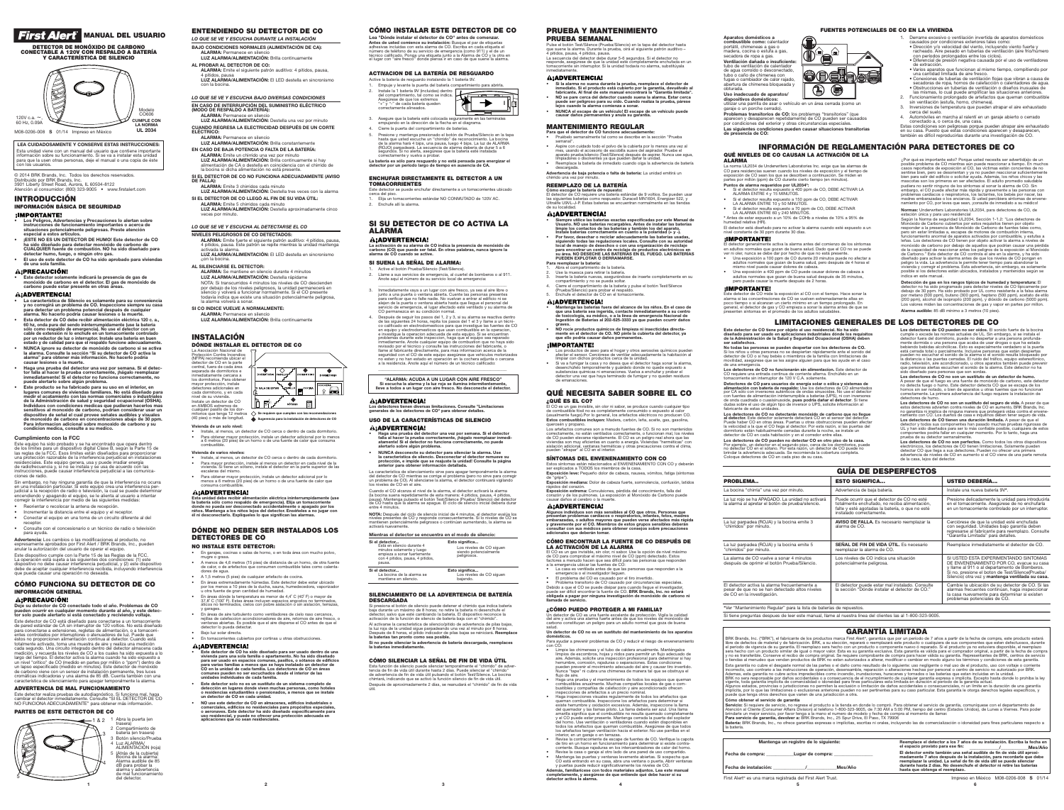# First Alert® MANUAL DEL USUARIO

**DETECTOR DE MONÓXIDO DE CARBONO CONECTABLE A 120V CON RESPALDO A BATERÍA Y CARACTERÍSTICA DE SILENCIO**

120V c.a. ~ 60 Hz, 0.9A

Modelo CO606

**CUMPLE CON LA NORMA UL 2034**

M08-0206-008 **S** 01/14 Impreso en México

**LEA CUIDADOSAMENTE Y CONSERVE ESTAS INSTRUCCIONES:**
Esta unidad viene con un manual del usuario que contiene importante información sobre su funcionamiento. Si se va a instalar esta unidad para que la usen otras personas, deje el manual o una copia de este con los usuarios.

© 2014 BRK Brands, Inc. Todos los derechos reservados. Distribuido por BRK Brands, Inc. 3901 Liberty Street Road, Aurora, IL 60504-8122 Atención al consumidor: (800) 323-9005 • www.firstalert.com

## INTRODUCCIÓN

### INFORMACIÓN BÁSICA DE SEGURIDAD

**¡IMPORTANTE!**

- **Los Peligros, Advertencias y Precauciones le alertan sobre instrucciones de funcionamiento importantes o acerca de situaciones potencialmente peligrosas. Preste atención especial a estos artículos.**
- **¡ESTE NO ES UN DETECTOR DE HUMO! Este detector de CO no está diseñado para detectar monóxido de carbono de CUALQUIER fuente de combustión. No ha sido diseñado para detectar humo, fuego, o ningún otro gas.**
- **El uso de este detector de CO ha sido aprobado para viviendas de una sola familia.**

**¡PRECAUCIÓN!**

- **Este detector solamente indicará la presencia de gas de monóxido de carbono en el detector. El gas de monóxido de carbono puede estar presente en otras áreas.**

**¡ADVERTENCIA!**

- **La característica de Silencio es solamente para su conveniencia y no corregirá un problema de CO. Inspeccione siempre su casa para detectar un problema potencial después de cualquier alarma. No hacerlo podría causar lesiones o la muerte.**
- **Este detector de CO debe recibir alimentación eléctrica 120 c. a., 60 hz, onda pura del sendo ininterrumpidamente (use la batería sólo como respaldo de emergencia). No use el detector con un cable de extensión ni lo enchufe en un tomacorriente controlado por un reductor de luz o interruptor. Instale una batería en buen estado y de calidad para que el respaldo funcione adecuadamente.**
- **NUNCA ignore su detector de monóxido de carbono si se activa la alarma. Consulte la sección "Si su detector de CO activa la alarma" para obtener más información. No hacerlo podría causar lesiones o la muerte.**
- **Haga una prueba del detector una vez por semana. Si el detector falla al hacer la prueba correctamente, ¡hágalo reemplazar inmediatamente! Si el detector no funciona correctamente, no puede alertarlo sobre algún problema.**
- **Este producto se ha fabricado para su uso en el interior, en lugares comunes de viviendas familiares. No está diseñado para medir el acatamiento con las normas comerciales o industriales de la Administración de salud y seguridad ocupacional (OSHA). Individuos con condiciones médicas que podrían hacerlos más sensibles al monóxido de carbono, podrían considerar usar un dispositivo de señal el cual provee señales audibles y visuales de monóxido de carbono en concentraciones abajo de 30 ppm. Para información adicional sobre monóxido de carbono y su condición médica, consulte a su médico.**

**Cumplimiento con la FCC**
Este equipo ha sido probado y se ha encontrado que opera dentro de los límites para un dispositivo digital Clase B, según la Parte 15 de las reglas de la FCC. Estos límites están diseñados para proporcionar una protección razonable de la interferencia perjudicial en instalaciones residenciales. Este equipo genera, usa y puede irradiar energía de radiofrecuencia y, si no se instala y se usa de acuerdo con las instrucciones, puede causar interferencia perjudicial a las comunicaciones de radio.

Sin embargo, no hay ninguna garantía de que la interferencia no ocurra en una instalación particular. Si este equipo causa una interferencia perjudicial a la recepción de radio o televisión, lo cual se puede determinar encendiendo y apagando el equipo, se le alienta al usuario a intentar corregir la interferencia por medio de las siguientes medidas:

- Reorientar o recolocar la antena de recepción.
- Incrementar la distancia entre el equipo y el receptor.
- Conectar el equipo en una toma de un circuito diferente al del receptor.
- Consulte con el concesionario o un técnico de radio o televisión para ayuda.

**Advertencia:** Los cambios o las modificaciones al producto, no expresamente aprobados por First Alert / BRK Brands, Inc., pueden anular la autorización del usuario de operar el equipo.

Este dispositivo cumple con la Parte 15 de las Reglas de la FCC. La operación está sujeta a las siguientes dos condiciones: (1) este dispositivo no debe causar interferencia perjudicial, y (2) este dispositivo debe de aceptar cualquier interferencia recibida, incluyendo interferencia que pueda causar una operación no deseada.

## CÓMO FUNCIONA SU DETECTOR DE CO

### INFORMACIÓN GENERAL

**¡PRECAUCIÓN!**
**Deje su detector de CO conectado todo el año. Problemas de CO pueden ocurrir en cualquier momento durante el año, y este detector solo puede alertarlo si está conectado y recibiendo voltaje.**

Este detector de CO está diseñado para conectarse a un tomacorriente de pared estándar de CA sin interruptor de 120 voltios. No está diseñado para conectarse a extensiones, regletas de alimentación, o a tomacorrientes controlados por interruptores o atenuadores de luz. Puede que éstos no proporcionen alimentación continua al detector. Cuando está totalmente activado, toma una muestra de aire y realiza una medición cada segundo. Una circuito integrado dentro del detector almacena cada medición, y recuerda los niveles de CO a los cuales ha sido expuesto a lo largo del tiempo. El detector activa la alarma cuando ha sido expuesto a un nivel "crítico" de CO (medido en partes por millón o "ppm") dentro de un lapso especificado (medido en minutos). Este detector de monóxido de carbono viene con un sensor de instalación permanente, tres luces cromáticas indicadoras y una alarma de 85 dB. Cuenta también con una característica de silenciamiento para apagar temporalmente la alarma.

### ADVERTENCIA DE MAL FUNCIONAMIENTO

Este detector realiza pruebas de autodiagnóstico. Si funciona mal, haga cambiar el detector inmediatamente. Consulte "SI EL DETECTOR DE CO NO FUNCIONA ADECUADAMENTE" para obtener más información.

### PARTES DEL ESTE DETECTOR DE CO

1. Abra la puerta (en trasera)
2. Compartimiento de batería (en trasera)
3. Botón silencio/Prueba
4. Luz ALARMA/ ALIMENTACIÓN (roja)
5. (Atrás de la cubierta) Bocina de la alarma: Alarma audible de 85 dB para probar la alarma y advertencia de mal funcionamiento del detector.

## ENTENDIENDO SU DETECTOR DE CO

*LO QUE SE VE Y ESCUCHA DURANTE LA INSTALACIÓN*

**BAJO CONDICIONES NORMALES (ALIMENTACIÓN DE CA):**
**ALARMA:** Permanece en silencio
**LUZ ALARMA/ALIMENTACIÓN:** Brilla continuamente

**AL PROBAR AL DETECTOR DE CO:**
**ALARMA:** Emite el siguiente patrón auditivo: 4 pitidos, pausa, 4 pitidos, pausa
**LUZ ALARMA/ALIMENTACIÓN:** El LED destella en sincronismo con la bocina.

*LO QUE SE VE Y ESCUCHA BAJO DIVERSAS CONDICIONES*

**EN CASO DE INTERRUPCIÓN DEL SUMINISTRO ELÉCTRICO (MODO DE RESPALDO A BATERÍA):**
**ALARMA:** Permanece en silencio
**LUZ ALARMA/ALIMENTACIÓN:** Destella una vez por minuto

**CUANDO REGRESA LA ELECTRICIDAD DESPUÉS DE UN CORTE ELÉCTRICO:**
**ALARMA:** Permanece en silencio
**LUZ ALARMA/ALIMENTACIÓN:** Brilla constantemente

**EN CASO DE BAJA POTENCIA O FALTA DE LA BATERÍA:**
**ALARMA:** Emite un chirrido una vez por minuto
**LUZ ALARMA/ALIMENTACIÓN:** Brilla continuamente si hay alimentación de CA o destella en coincidencia con el chirrido de la bocina si dicha alimentación no está presente.

**SI EL DETECTOR DE CO NO FUNCIONA ADECUADAMENTE (AVISO DE FALLA):**
**ALARMA:** Emite 3 chirridos cada minuto
**LUZ ALARMA/ALIMENTACIÓN:** Destella tres veces con la alarma

**SI EL DETECTOR DE CO LLEGÓ AL FIN DE SU VIDA ÚTIL:**
**ALARMA:** Emite 5 chirridos cada minuto
**LUZ ALARMA/ALIMENTACIÓN:** Destella aproximadamente cinco veces por minuto.

*LO QUE SE VE Y ESCUCHA AL DETECTARSE EL CO*

**NIVELES PELIGROSOS DE CO DETECTADOS:**
**ALARMA:** Emite fuerte el siguiente patrón auditivo: 4 pitidos, pausa, 4 pitidos, pausa. Este patrón se repite mientras la unidad permanezca activada la alarma.
**LUZ ALARMA/ALIMENTACIÓN:** El LED destella en sincronismo con la bocina.

**AL SILENCIARSE EL DETECTOR:**
**ALARMA:** Se mantiene en silencio durante 4 minutos
**LUZ ALARMA/ALIMENTACIÓN:** Destella rápidame
NOTA: Si transcurridos 4 minutos los niveles de CO descienden por debajo de los niveles peligrosos, la unidad permanecerá en silencio y volverá a funcionar normalmente. Si el CO presente todavía indica que existe una situación potencialmente peligrosa, la alarma volverá a sonar.

**SI CO INDICE VUELVE A NORMALMENTE:**
**ALARMA:** Permanece en silencio
**LUZ ALARMA/ALIMENTACIÓN:** Brilla continuamente

## INSTALACIÓN

### DÓNDE INSTALAR EL DETECTOR DE CO

La Asociación Nacional de Protección Contra Incendios (NFPA) recomienda ubicar el detector de CO en la parte central, fuera de cada área separada de dormitorios e inmediatamente cercana a los dormitorios. Para obtener mayor protección, instale detectores adicionales en cada dormitorio, y en cada nivel de su hogar.

Instale un detector de CO en AMBOS extremos de cualquier pasillo de los dormitorios que tenga 12 metros (40 pies) o más de longitud.

Se requiere que cumplan con las recomendaciones
Sugerencia para la instalación de detectores de CO

**Vivienda de un solo nivel:**

- Instale, al menos, un detector de CO cerca o dentro de cada dormitorio.
- Para obtener mayor protección, instale un detector adicional por lo menos a 6 metros (20 pies) de un horno o de una fuente de calor que consuma combustible.

**Vivienda de varios niveles:**

- Instale, al menos, un detector de CO cerca o dentro de cada dormitorio.
- Para mayor protección, instale al menos un detector en cada nivel de la vivienda. Si tiene un sótano, instale el detector en la parte superior de las escaleras del mismo.
- Para obtener mayor protección, instale un detector adicional por lo menos a 6 metros (20 pies) de un horno o de una fuente de calor que consuma combustible.

**¡ADVERTENCIA!**
**Esta unidad debe recibir alimentación eléctrica ininterrumpidamente (use la batería sólo como respaldo de emergencia). Elija un tomacorriente donde no pueda ser desconectado accidentalmente o apagado por los niños. Mantenga a los niños lejos del detector. Enséñeles a no jugar con el detector de CO.**

## DÓNDE NO DEBEN SER INSTALADOS LOS DETECTORES DE CO

**NO INSTALE ESTE DETECTOR:**

- En garajes, cocinas o salas de horno, o en toda área con mucho polvo, mugre o grasa.
- A menos de 4.6 metros (15 pies) de distancia de un horno, de otra fuente de calor, o de artefactos que consumen combustible tales como calentadores de agua.
- A 1,5 metros (5 pies) de cualquier artefacto de cocina.
- En áreas extremadamente húmedas. Este detector debe estar ubicado por los menos a 10 pies de la ducha, sauna, humedecedora, vaporizador u otra fuente de gran cantidad de humedad.
- En áreas donde la temperatura es menor de 4,4° C (40° F) o mayor de 37,8° C (100° F). Estas áreas incluyen espacios angostos no terminados, áticos no terminados, cielos con poder aislación o sin aislación, terrazas, y garajes.
- En áreas de aire turbulento como ventiladores de cielo raso cercanos, rejillas de calefacción acondicionadores de aire, retornos de aire fresco, o ventanas abiertas. El polvo de aire se disperse el CO antes de que el detector lo pueda detectar.
- Bajo luz solar directa.
- En tomacorrientes cubiertos por cortinas u otras obstrucciones.

**¡ADVERTENCIA!**

- **Este detector de CO no ha sido diseñado para ser usado dentro de una vivienda para una sola familia o apartamento. No ha sido diseñado para usarse en espacios comunes, pasillos, o sótanos de edificios para varias familias a menos que se haya instalado un detector de CO en la unidad de cada familia. Los detectores de CO en áreas comunes pueden no ser escuchados desde el interior de las unidades individuales de cada familia.**
- **Este detector sólo no es un sustituto de un sistema completo de detección en lugares donde viven muchas personas, como hoteles o residencias estudiantiles o pensionados, a menos que se instale un detector de CO en cada unidad.**
- **NO use este detector de CO en almacenes, edificios industriales o comerciales, edificios no residenciales para propósitos especiales, o aeronaves. Este detector ha sido diseñado específicamente para uso residencial, y puede no ofrecer una protección adecuada en aplicaciones que no sean residenciales.**

## CÓMO INSTALAR ESTE DETECTOR DE CO

**Lea "Dónde instalar el detector de CO" antes de comenzar.**
**Antes de usted comience su instalación:** Busque el par de etiquetas adhesivas incluidas con este alarma de CO. Escriba en cada etiqueta el número de teléfono de su servicio de emergencia (como 911) y el de un técnico calificado. Ponga una etiqueta junto a la alarma de CO y la otra en el lugar con "aire fresco" donde planea ir en caso de que suene la alarma.

### ACTIVACION DE LA BATERÍA DE RESGUARDO

Active la batería de resguardo instalando la 1 batería 9V.

1. Empuje y levante la puerta del batería compartimento para abrirla.
2. Instale la 1 batería 9V (incluidas) dentro del compartimiento, tal como se indica. Asegúrese de que los extremos "+" y "-" de cada batería pueden correctamente alineados.
3. Asegure que la batería esté colocada seguramente en las terminales empujando en la dirección de la flecha en el diagrama.
4. Cierre la puerta del compartimiento de baterías.
5. Presione y mantenga presionado el botón de Prueba/Silencio en la tapa hasta que usted escuche un "chirrido" de reconocimiento. La bocina de la alarma hará 4 bips, una pausa, luego 4 bips. La luz de ALARMA (ROJO) parpadeará. La secuencia de alarma debe de durar 5 a 6 segundos. Si no alerta, asegúrese que la batería esté instalada correctamente y vuelva a probar.

**La batería es sólo resguardo y no está pensada para energizar el detector por un periodo largo de tiempo en ausencia de CA.**

### ENCHUFAR DIRECTAMENTE EL DETECTOR A UN TOMACORRIENTES

Este detector se puede enchufar directamente a un tomacorriente ubicado cerca del piso.

1. Elija un tomacorrientes estándar NO CONMUTADO de 120V AC.
2. Enchufe allí la alarma.

## SI SU DETECTOR DE CO ACTIVA LA ALARMA

**¡ADVERTENCIA!**
**La activación de su alarma de CO indica la presencia de monóxido de carbono (CO) que puede ser fatal. En otras palabras, nunca ignore la alarma de CO cuando se active.**

### SI SUENA LA SEÑAL DE ALARMA:

1. Active el botón Prueba/Silencio (Test/Silence).
2. Llame a sus servicios de emergencia, al cuartel de bomberos o al 911. Anote aquí el número de su servicio local de emergencia:
3. Inmediatamente vaya a un lugar con aire fresco, ya sea al aire libre o junto a una puerta o ventana abierta. Cuente las personas presentes para verificar que no falte nadie. No vuelva a entrar al edificio ni se aleje de la puerta o ventana abierta hasta que llegue el personal del servicio de emergencia, el lugar afectado esté ventilado y su alarma de CO permanezca en su condición normal.
4. Después de seguir los pasos del 1, 2 y 3, si su alarma se reactiva dentro de las siguientes 24 horas, repita los pasos del 1 al 3 y llame a un técnico calificado en electrodomésticos para que investigue las fuentes de CO en equipos y electrodomésticos que usan combustible en la operación, e inspeccionar la operación adecuada de este equipo. Si se encuentran problemas durante esta inspección, haga que el equipo sea reparado inmediatamente. Anote cualquier equipo de combustión que no haya sido revisado por el técnico, y consulte las instrucciones del fabricante, o llame al fabricante directamente, para más información acerca de la seguridad con el CO el cual equipo aseguran que vehículos motorizados no estén y no han estado en operación en la cochera adjunta o cercana a la residencia. Anote aquí el número de un técnico calificado:

**"ALARMA: ACUDA A UN LUGAR CON AIRE FRESCO"**
**Si escucha la alarma y la luz roja se ilumina intermitentemente, lleve a todos a un lugar con aire fresco. No desconecte el detector.**

**¡ADVERTENCIA!**
**Los detectores tienen ciertas limitaciones. Consulte "Limitaciones generales de los detectores de CO" para obtener detalles.**

### USO DE LA CARACTERÍSTICAS DE SILENCIO

**¡ADVERTENCIA!**

- **Haga una prueba del detector una vez por semana. Si el detector falla al hacer la prueba correctamente, ¡hágalo reemplazar inmediatamente! Si el detector no funciona correctamente, no puede alertarlo sobre algún problema.**
- **NUNCA desconecte su detector para silenciar la alarma. Use la característica de silencio. Desconectar el detector remueve su protección, e impide que se reajuste la unidad! Consulte la página anterior para obtener información detallada.**

La característica de silenciamiento sirve para apagar temporalmente la alarma del detector de CO mientras se corrige el problema (pero no sirve para corregir un problema de CO). Al silenciarse la alarma, el detector continuará vigilando los niveles de CO en el aire.

Cuando el CO alcanza el nivel de la alarma, el detector activará la alarma (la bocina suena repetidamente de esta manera: 4 pitidos, pausa, 4 pitidos, pausa). Mantenga presionado el botón Test/Silence (Prueba/ Silencio) del detector de CO hasta que la alarma se apague. El ciclo de silencio inicial dura entre 4 minutos.

**NOTA:** Después del ciclo de silencio inicial de 4 minutos, el detector evalúa los niveles presentes de CO y responde consecuentemente. Si lo niveles de CO se mantienen potencialmente peligrosos o continúan aumentando, la alarma se activará nuevamente.

**Mientras el detector se encuentra en el modo de silencio:**

| Si el detector... | Esto significa... |
|---|---|
| Está en silencio durante 4 minutos solamente y luego empieza a sonar fuertemente con 4 pitidos, pausa, 4 pitidos, pausa... | Los niveles de CO siguen siendo potencialmente peligrosos. |
| **Si el detector...** | **Esto significa...** |
| La bocina de la alarma se mantiene en silencio. | Los niveles de CO siguen bajando. |

### SILENCIAMIENTO DE LA ADVERTENCIA DE BATERÍA DESCARGADA

Si presiona el botón de silencio puede detener el chirrido que indica batería baja durante un máximo de 8 horas; no retire la batería ni desenchufe el detector, salvo que esté cambiando la batería. El dispositivo reconoce la activación de la función de silencio de batería baja con el "chirrido".

Al activarse la característica de silenciamiento de advertencia de pilas bajas, la luz roja de la unidad sigue parpadeando una vez al minuto por 8 horas. Después de 8 horas, el pitido indicador de pilas bajas se reinicia. **La batería ha sido cambiado pronto como sea posible.**

**Si no puede silenciar la advertencia de batería descargada, reemplace la batería inmediatamente.**

### CÓMO SILENCIAR LA SEÑAL DE FIN DE VIDA ÚTIL

Esta función le ofrece puede silenciar temporalmente el "chirrido" de advertencia de fin de vida útil durante hasta 2 días. Puede silenciar el "chirrido" de advertencia de fin de vida útil pulsando el botón Test/Silence. La bocina chirriará, indicando que se activó la función silencio de fin de vida útil. Después de aproximadamente 2 días, se reanudará el "chirrido" de fin de vida útil.

## PRUEBA Y MANTENIMIENTO

### PRUEBA SEMANAL

Pulse el botón Test/Silence (Prueba/Silencio) en la tapa del detector hasta que suene la alarma. Durante la prueba, oirá el siguiente patrón auditivo – 4 pitidos, pausa, 4 pitidos, pausa.

La secuencia del detector debe durar 5-6 segundos. Si el detector no responde, asegúrese de que la unidad esté completamente enchufada en un tomacorriente sin interruptor. Si la unidad todavía no alarma, reemplácela inmediatamente.

**¡ADVERTENCIA!**

- **Si la alarma no suena durante la prueba, reemplace el detector de inmediato. Si el producto está cubierto por la garantía, devuélvalo al fabricante. Al final de este manual encontrará la "Garantía limitada".**
- **NO se para cerca del detector cuando suena la alarma. Estar cerca puede ser peligroso para su oído. Cuando realice la prueba, párese lejos cuando la alarma comienza a sonar.**
- **NUNCA el escape de un vehículo! El escape de un vehículo puede causar daños permanentes y anula su garantía.**

### MANTENIMIENTO REGULAR

**Para que el detector de CO funcione adecuadamente:**

- Pruébelo semanalmente tal como se describe en la sección "Prueba semanal".
- Aspire con cuidado todo el polvo de la cubierta por lo menos una vez al mes, usando el accesorio de escobilla suave del aspirador. Pruebe el aparato presionando el botón Test/Silence (Prueba/Silencio) después de limpiarla. Nunca use agua, limpiadores o disolventes ya que pueden dañar la unidad.
- Reemplace la batería de inmediato cuando oiga la advertencia de batería descargada.

**Advertencia de baja potencia o falta de batería:** La unidad emitirá un chirrido una vez por minuto.

### REEMPLAZO DE LA BATERÍA

**Cómo escoger la batería de repuesto:**
El detector de CO requiere una batería estándar de 9 voltios. Se pueden usar las siguientes baterías como repuesto: Duracell MN1604, Energizer 522, y Ultralife U9VL-J-P. Estas baterías se encuentran normalmente en las tiendas de su localidad.

**¡ADVERTENCIA!**

- **Siempre utilice las baterías exactas especificadas por este Manual de Usuario. NO use baterías recargables. Antes de instalar las baterías limpie los contactos de las baterías y también los del aparato. Instale baterías correctamente en cuanto a la polaridad (+ y -).**
**Por favor, descartar o reciclar adecuadamente las baterías usadas, siguiendo todas las regulaciones locales. Consulte con su autoridad local de manejo de desechos o con una organización de reciclaje para encontrar un centro de reciclaje de productos electrónicos en su área. NO DESECHE LAS BATERÍAS EN EL FUEGO. LAS BATERÍAS PUEDEN EXPLOTAR O DERRAMARSE.**

**Para reemplazar la batería:**

1. Abra el compartimiento de la batería.
2. Use la muesca para retirar la batería.
3. Inserte la batería nueva, asegurándose de insertar completamente en su compartimiento y no se pueda soltar.
4. Cierre el compartimiento de la batería y pulse el botón Test/Silence (Prueba/Silencio) para probar el repuesto.
5. Enchufe el detector de CO en el tomacorriente.

**¡ADVERTENCIA!**

- **Mantenga las baterías fuera del alcance de los niños. En el caso de que una batería sea ingerida, contacte inmediatamente a su centro de toxicología, su médico, o a la línea de emergencia Nacional de Ingestión de Baterías al 202-625-3333 ya que pueden ocurrir daños graves.**
- **NO rocíe productos químicos de limpieza ni insecticidas directamente en el detector de CO. NO pinte la cubierta del detector, ya que ello podría causar daños permanentes.**

**¡IMPORTANTE!**

- Los productos de aseo para el hogar y otros aerosoles químicos pueden afectar el sensor. Cerciórese de ventilar adecuadamente la habitación al limpiar con dichos productos cerca de la unidad.
- Si va a fumigar la casa o no desea que el detector haga sonar la alarma, desenchúfelo temporalmente y guárdelo donde no quede expuesto a substancias químicas ni emisiones. Vuelva a enchufar y probar el detector una vez que haya terminado de fumigar y no queden residuos de emanaciones.

## QUÉ NECESITA SABER SOBRE EL CO

### ¿QUÉ ES EL CO?

El CO es un gas invisible, sin olor ni sabor, se produce cuando cualquier tipo de combustible fósil no es completamente consumido o expuesto al calor (usualmente fuego). Por lo general, los artefactos eléctricos no producen CO. **Estos combustibles incluyen:** Madera, carbón, leña, aceite, gas, gasolina, queroseno y propano.

Los artefactos comunes son a menudo fuentes de CO. Si no son mantenidos correctamente, no están ventilados correctamente, o funcionan mal, los niveles de CO pueden elevarse rápidamente. El CO es un peligro real ahora que las viviendas son muy eficientes en cuanto a energía. Viviendas "herméticas" con aislación adicional, ventanas herméticas y otras precauciones contra el clima, pueden "atrapar" el CO en el interior.

### SÍNTOMAS DEL ENVENENAMIENTO CON CO

Estos síntomas están relacionados al ENVENENAMIENTO CON CO y deberán ser explicados a TODOS los miembros de la casa.

**Exposición leve:** Pequeño dolor de cabeza, náuseas, vómito, fatiga (síntomas de "gripe").
**Exposición mediana:** Dolor de cabeza fuerte, somnolencia, confusión, latidos rápidos del corazón.
**Exposición extrema:** Convulsiones, pérdida del conocimiento, falla del corazón y de los pulmones. La exposición al Monóxido de Carbono puede causar daños al cerebro o la muerte.

**¡ADVERTENCIA!**
**Algunos individuos son más sensibles al CO que otros. Personas que presentan problemas cardíacos o respiratorios, infantes, fetos, madres embarazadas, o adultos mayores que pueden verse afectados más rápida y gravemente por el CO. Miembros de estos grupos sensibles deberán consultar con sus médicos para obtener consejos sobre precauciones adicionales que deberán tomar.**

### CÓMO ENCONTRAR LA FUENTE DE CO DESPUÉS DE LA ACTIVACIÓN DE LA ALARMA

El CO es un gas incoloro, sin olor, ni sabor. La ubicación de el monóxido de CO para comprobar el máximo nivel de CO (ppm) detectado. Estos factores le resultan hacer que sea difícil para las personas que responden a la emergencia encontrar la fuente de CO:

- La casa es ventilada antes de que las personas que responden a la emergencia o el investigador lleguen.
- El problema del CO es causado por el tiro invertido.
- Problemas transitorios de CO causado por circunstancias especiales.

Debido a que el CO se puede disipar para cuando llegue el investigador, puede ser difícil encontrar la fuente de CO. **BRK Brands, Inc. no estará obligada a pagar por ninguna investigación de monóxido de carbono ni llamada de servicio.**

### ¿CÓMO PUEDO PROTEGER A MI FAMILIA?

Un detector de CO es una fuente excelente de protección. Vigila la calidad del aire y activa una alarma fuerte antes de que los niveles de monóxido de carbono constituyan un peligro para un adulto normal que goza de buena salud.

**Un detector de CO no es un sustituto del mantenimiento de los aparatos domésticos.**

Para ayudar a prevenir problemas de CO y reducir el riesgo de envenenamiento con CO:

- Limpie las chimeneas y el tubo de caldera anualmente. Mantenga-las limpias de escombros, hojas y nidos para permitir un flujo adecuado de aire. Además, solicite una inspección profesional para determinar si hay herrumbre, corrosión, roturas o separaciones. Estas condiciones pueden prevenir el movimiento adecuado del aire y causar tiro invertido. Nunca "tape" ni cubra una chimenea de manera tal que se obstruya el flujo de aire.
- Haga una prueba y el mantenimiento de todos los equipos que queman combustibles anualmente. Muchos compañías de gas o combustibles y compañías de calefacción y aire acondicionado ofrecen inspecciones de artefactos a un precio nominal.
- Haga inspecciones visuales regularmente de todos los artefactos que queman combustible. Inspeccione los artefactos para determinar si existe herrumbre y oxidación excesivos. Además, inspeccione la llama del quemador y las llamas piloto. La llama debería ser azul. Una llama amarilla significa que el combustible no se está quemando completamente y el CO puede estar presente. Mantenga cerrada la puerta del soplador del horno. Use ventilación o ventiladores cuando estén disponibles en todos los artefactos que queman combustible. Asegúrese de que todos los artefactos estén ventilados hacia el exterior. No use parrillas en el interior, en un garaje o en terrazas.
- Revise la contracorriente de escape de fuentes de CO. Verifique la capota de tiro en un horno en funcionamiento para determinar si existe contracorriente. Busque rajaduras en los intercambiadores de calor del horno.
- Revise la casa o garaje al otro lado de una pared de uso compartido.
- Mantenga las puertas y ventanas levemente abiertas. Si sospecha que CO está entrando en su casa, abra una ventana o puerta. Abrir ventanas y puertas puede reducir significativamente los niveles de CO.

**Además, familiarícese con todos materiales adjuntos. Lea este manual completamente, y asegúrese de que entiende qué debe hacer si su detector activa la alarma.**

### FUENTES POTENCIALES DE CO EN LA VIVIENDA

**Aparatos domésticos a combustible como:** calentador portátil, chimeneas a gas o madera, cocina o estufa a gas, secadora de ropa a gas.

**Ventilación dañada o insuficiente:** tubo de ventilación de calentador de agua corroído o desconectado, tubo o caño de chimenea con fugas o caldera con tiro obstruido, rajado, chimenea bloqueada y obturada.

**Uso inadecuado de aparatos/dispositivos domésticos:** utilizar una parrilla de asar o vehículo en un área cerrada (como un garaje o un porche cerrado).

**Problemas transitorios de CO:** los problemas "transitorios" (que aparecen y desaparecen repetidamente) de CO pueden ser causados por condiciones del exterior y otras circunstancias especiales.

**Las siguientes condiciones pueden causar situaciones transitorias de presencia de CO:**

1. Derrame excesivo o ventilación invertida de aparatos domésticos causados por condiciones exteriores tales como:
   - Dirección y/o velocidad del viento, incluyendo viento fuerte y racheado. Aire pesado en tuberías de ventilación (aire frío/húmedo con períodos prolongados entre los ciclos).
   - Diferencia de presión negativa causada por el uso de ventiladores de extracción.
   - Varios aparatos que funcionan al mismo tiempo, compitiendo por una cantidad limitada de aire fresco.
   - Conexiones de tuberías de ventilación flojas que vibran a causa de secadoras de ropa, hornos de calefacción o calentadores de agua.
   - Obstrucciones en tuberías de ventilación o diseños inusuales de las mismas, lo cual puede amplificar las situaciones anteriores.
2. Funcionamiento prolongado de artefactos que queman combustible sin ventilación (estufa, horno, chimenea).
3. Inversiones de temperatura que pueden atrapar el aire exhaustado cerca del suelo.
4. Automóviles en marcha al ralentí en un garaje abierto o cerrado conectado a, o cerca de, una casa.

Estas condiciones son peligrosas porque pueden atrapar aire exhaustado en su casa. Puesto que estas condiciones aparecen y desaparecen, también es difícil reproducirlas durante una investigación de CO.

## INFORMACIÓN DE REGLAMENTACIÓN PARA DETECTORES DE CO

### QUÉ NIVELES DE CO CAUSAN LA ACTIVACIÓN DE LA ALARMA

La norma UL2034 de Underwriters Laboratories Inc. exige que las alarmas de CO para residencias suenen cuando los niveles de exposición y el tiempo de exposición de CO sean los que se describen a continuación. Se miden en partes por millón (ppm) de CO durante cierto tiempo (en minutos).

**Puntos de alarma requeridos por UL2034*:**

- Si el detector resulta expuesto a 400 ppm de CO, DEBE ACTIVAR LA ALARMA ENTRE 4 y 15 MINUTOS.
- Si el detector resulta expuesto a 150 ppm de CO, DEBE ACTIVAR LA ALARMA ENTRE 10 y 50 MINUTOS.
- Si el detector resulta expuesto a 70 ppm de CO, DEBE ACTIVAR LA ALARMA ENTRE 60 y 240 MINUTOS.

*Aprox. 10% COHb a niveles de 10% a 95% de humedad relativa (HR).

El detector está diseñado para no activar la alarma cuando está expuesto a un nivel constante de 30 ppm durante 30 días.

**¡IMPORTANTE!**
El detector generalmente activa la alarma antes del comienzo de los síntomas en adultos normales que gozan de buena salud. Dado que el CO no se puede ver ni oler, nunca dé por hecho de que no está presente.

- Una exposición a 100 ppm de CO durante 20 minutos puede no afectar a adultos normales que gozan de buena salud, pero después de 4 horas el mismo nivel puede causar dolores de cabeza.
- Una exposición a 400 ppm de CO puede causar dolores de cabeza a adultos normales que gozan de buena salud después de 35 minutos, pero puede causar la muerte después de 2 horas.

**¡IMPORTANTE!**
Este detector de CO mide la exposición al CO con el tiempo. Hace sonar la alarma si las concentraciones de CO se vuelven extremadamente altas en poco tiempo o si alcanzan un cierto mínimo en un tiempo prolongado. En general, el detector da gas y CO tiempo en sonar la alarma antes de que se presenten síntomas en el promedio de los adultos saludables.

**¡ALARMA!**
Es muy importante el detector? Porque usted necesita ser advertido/a de la posibilidad de problemas de CO mientras aún puede reaccionar a tiempo. En muchos casos reportados de exposición al CO, las víctimas están conscientes de no sentirse bien, pero se desorientan y ya no pueden reaccionar suficientemente bien para salir del edificio o pedir ayuda. Además, los niños pequeños y las mascotas pueden ser los primeros afectados. El adulto promedio saludable puede no sentir ninguno de los síntomas al sonar la alarma de CO. Sin embargo, el CO puede afectar más rápida y gravemente a las personas que presentan problemas cardíacos o respiratorios, los bebés por nacer, las madres embarazadas o los ancianos. Si usted presenta síntomas de envenenamiento por CO, por leves que sean, consulte de inmediato a su médico!

**Normas:** Underwriters Laboratories UL2034, para detectores de CO, de estación única y para uso residencial.

Según la Norma de seguridad UL2034, Sección 1-1.2: "Los detectores de Monóxido de Carbono cubiertos por estos requisitos tienen por objeto responder a la presencia de monóxido de carbono de fuentes tales como, pero sin ser limitadas a, escapes de motores de combustión interna, funcionamiento anormal de aparatos activados por combustible, y estufas a leña. Los detectores de CO tienen por objeto activar la alarma a niveles de monóxido de carbono por debajo de aquellos que podrían causar una pérdida de la capacidad de reaccionar antes los peligros de la exposición al Monóxido de Carbono". Este detector de CO controla el aire en la vivienda y da una señal de alarma que está en los peligros de la exposición al Monóxido de Carbono. Este detector de CO no protegerá en peligro la vida. La advertencia le permite tener tiempo para evacuar la vivienda y corregir el problema. Este sistema de advertencia sólo es tan bueno como sea posible si los detectores están ubicados, instalados y mantenidos según se indica en este manual.

**Detección de gas en los rangos típicos de humedad y temperatura:** El detector no ha sido programado para detectar niveles de CO típicamente por debajo de 30 ppm. Ha sido probado por UL como resistente a la falsa alarma por metano (500 ppm), butano (300 ppm), heptano (500 ppm), acetato de etilo (200 ppm), alcohol de isopropilo (200 ppm), y dióxido de carbono (5000 ppm). Los valores miden las concentraciones de gas y vapor en partes por millón.

**Alarma audible:** 85 dB mínimo a 3 metros (10 pies).

## LIMITACIONES GENERALES DE LOS DETECTORES DE CO

**Este detector de CO tiene por objeto el uso residencial. No ha sido diseñado para ser usado en aplicaciones industriales donde los requisitos de la Administración de la Salud y Seguridad Ocupacional (OSHA) deben ser satisfechos.**

**No todas las personas se pueden despertar con los detectores de CO.** Si los niños u otras personas no se despiertan rápidamente ante el sonido del detector de CO o si hay bebés o miembros de la familia con limitaciones de movilidad, asegúrese que se les asigne alguien para que les ayude en el caso de una emergencia.

**Los detectores de CO no funcionarán sin alimentación.** Este detector de CO requiere una entrada continua de corriente alterna. Enchúfelo en un tomacorriente sin interruptor de 120 V C.A. solamente.

**Los detectores de CO para usuarios de energía solar o eólica y sistemas de alimentación con batería de respaldo:** Uso los detectores de CO alimentados por CA sólo con inversores adecuados de ondas sinusoidales. Ya que el detector con CO se deben, en la vivienda tener un sistema de respaldo. Con inversores de onda cuadrada o cuasisinusoidal, puede podría dañar el detector. Si tiene dudas sobre el inversor o sistema UPS, solicite información al fabricante de estas unidades.

**Los detectores de CO no detectarán monóxido de carbono que no llegue al detector.** Este detector solamente detectará CO en el sensor del detector. Puede haber CO en otras áreas. Puertas u otras obstrucciones pueden afectar la velocidad a la que el CO llegue al detector. Por esta razón, si las puertas del dormitorio están habitualmente cerradas durante la noche, se aconseja instalar un detector de CO dentro de cada habitación y en el corredor entre ellas.

**Los detectores de CO pueden no detectar CO en otro piso de la casa.** Por ejemplo, un detector en el segundo piso, cerca de los dormitorios, puede no detectar CO en el sótano. Por esta razón, un detector de CO puede no brindar la advertencia adecuada. Se recomienda la cobertura completa. Coloque detectores de CO en cada piso de su casa.

**Los detectores de CO pueden no ser oídos.** El sonido fuerte de la bocina cumple o excede las normas actuales de UL. Sin embargo, si el detector está fuera del dormitorio, puede no despertar a una persona profundamente dormida o una persona que acaba de usar drogas o que ha consumido bebidas alcohólicas. Esto es especialmente verdad si la puerta está cerrada total o parcialmente. Incluso personas que están despiertas pueden no escuchar el sonido de la alarma si el sonido resulta bloqueado por la distancia o las puertas cerradas. El ruido del tráfico, equipo estereofónico, radio, televisión, un acondicionador de aire u otros aparatos, pueden impedir que personas alertas escuchen el sonido de la alarma. Este detector no ha sido diseñado para personas con problemas de audición.

**Los detectores de CO no son un sustituto de un detector de humo.** A pesar de que el fuego es una fuente de monóxido de carbono, este detector no detecta fuego o humo. Este detector detecta niveles de CO en los hornos sin ser notado, o bien de aparatos u otras fuentes que no funcionan correctamente. La primera advertencia del fuego lograra la instalación de detectores de humo.

**Los detectores de CO no son un sustituto del seguro de vida.** A pesar de que estos detectores advierten contra niveles de CO en aumento, BRK Brands, Inc. no garantiza ni implica de ninguna manera que protegerá vidas contra el envenenamiento con CO. Los dueños de casa e inquilinos deben mantener el seguro de vida.

**Los detectores de CO tienen una duración limitada.** A pesar de que este detector y todas sus piezas han pasado por muchas pruebas rigurosas de UL y han sido diseñadas para ser lo más confiable posible, cualquiera de estos componentes podrían fallar en cualquier momento. Por lo tanto, haga una prueba de su detector semanalmente.

**Los detectores de CO no son perfectos.** Como todos los otros dispositivos electrónicos, los detectores de CO tienen limitaciones. Solamente puede detectar CO que llega a sus detectores. Pueden no alertar el peligro a tiempo de los niveles de CO en aumento o al CO viene de una parte remota de la casa, lejos del detector.

## GUÍA DE DESPERFECTOS

| PROBLEMA... | ESTO SIGNIFICA... | USTED DEBERÍA... |
|---|---|---|
| La bocina "chirría" una vez por minuto. | Advertencia de baja batería. | Instale una nueva batería 9V*. |
| La luz roja se ha APAGADO. La unidad no activará la alarma al apretar el botón de prueba/silencio. | Puede ocurrir que el detector de CO no esté totalmente enchufado, no reciba alimentación, falte y esté agotada la batería, o que no esté instalada correctamente. | Presione delicadamente la unidad para introducirla en el tomacorriente. Asegúrese de no enchufarla en un tomacorriente controlado por un interruptor. |
| La luz parpadea (ROJA) y la bocina emite 3 "chirridos" por minuto. | **AVISO DE FALLA.** Es necesario reemplazar la alarma de CO. | Cerciórese de que la unidad esté enchufada con seguridad. Unidades bajo garantía deben regresarse al fabricante para reemplazo. Consulte "Garantía Limitada" para detalles. |
| La luz parpadea (ROJA) y la bocina emite 5 "chirridos" por minuto. | **SEÑAL DE FIN DE VIDA ÚTIL.** Es necesario reemplazar la alarma de CO. | Reemplace inmediatamente el detector de CO. |
| La alarma de CO vuelve a sonar 4 minutos después de oprimir el botón Prueba/Silencio. | Los niveles de CO indican una situación potencialmente peligrosa. | SI USTED ESTÁ EXPERIMENTANDO SÍNTOMAS DE ENVENENAMIENTO POR CO, evacue su casa y llame al 911 o al departamento de bomberos. Si no, presione el botón de Test/Silence (Prueba/Silencio) otra vez y **mantenga ventilada su casa.** |
| El detector activa la alarma frecuentemente a pesar de que no se han detectado altos niveles de CO en la investigación. | El detector puede estar mal instalado. Consulte la sección "Dónde instalar el detector de CO." | Cambie la ubicación de su detector de CO. Si las alarmas frecuentes continúan, haga inspeccionar la casa nuevamente para determinar si existen problemas potenciales de CO. |

*Ver "Mantenimiento Regular" para la lista de baterías de repuestos.

Si tiene preguntas después de leer este manual, llame al nuestra línea del cliente las al 1-800-323-9005.

## GARANTÍA LIMITADA

BRK Brands, Inc. ("BRK"), el fabricante de los productos marca First Alert®, garantiza que por un período de 7 años a partir de la fecha de compra, este producto estará libre de defectos en material y de fabricación. BRK, a su elección, reparará o reemplazará este producto o cualquiera de sus componentes que estén defectuosos, durante el período de vigencia de su garantía. El reemplazo será hecho con un producto o componente nuevo o reparado. Si el producto ya no estuviera disponible, el reemplazo será hecho con un producto similar de igual o mayor valor. Este es su garantía exclusiva. Esta garantía es válida sólo para el comprador original, a partir de la fecha de compra y no es transferible. Conserve el recibo de compra original. Se requiere comprobante de compra para hacer válida su garantía. Representantes de BRK, centros de servicio o tiendas al menudeo que venden productos de BRK no están autorizados a alterar, modificar o cambiar en ningún modo los términos y condiciones de esta garantía.

Esta garantía no cubre el desgaste normal de las piezas ni el daño como resultado de lo siguiente: uso negligente o mal uso del producto, uso con voltaje o corriente incorrecto, uso contrario a las instrucciones de funcionamiento, desmantelamiento, reparación o alteración por cualquier persona que no sea BRK o un centro de servicio autorizado. Además, esta garantía no cubre actos fortuitos como incendios, inundaciones, huracanes y tornados o las baterías que están incluidas en la unidad.

BRK no será responsable por daños accidentales o a consecuencia de la incumplimiento de cualquier garantía expresa o implícita. Excepto hasta donde lo prohíba la ley vigente, toda garantía implícita de comerciabilidad o idoneidad para fines particulares está limitada en duración al período de la garantía actual. Algunos estados, provincias o jurisdicciones no permiten la exclusión o limitación de daños accidentales o consecuenciales, ni un límite en la duración de una garantía implícita, por lo que las limitaciones o exclusiones anteriores pueden no ser pertinentes para su caso particular. Esta garantía le otorga derechos legales específicos, y puede que tenga otros derechos que varíen de una jurisdicción a otra.

**Cómo obtener el servicio de garantía**
**Servicio:** Si requiere de servicio, no regrese el producto a la tienda en donde lo compró. Para obtener el servicio de garantía, comuníquese con el departamento de Atención al Cliente (Consumer Affairs Division) al teléfono 1-800-323-9005, de 7:30 AM a 5:00 PM, tiempo del centro (Estados Unidos), de Lunes a Viernes. Para poder brindarle un mejor servicio, por favor tenga a la mano el número de modelo y fecha de compra al momento de llamar.
**Para servicio de garantía, devolver a:** BRK Brands, Inc., 25 Spur Drive, El Paso, TX 79906
**Batería:** BRK Brands, Inc., no ofrece garantías expresas o implícitas, escritas u orales, incluyendo las de comercialización o idoneidad para fines particulares respecto a la batería.

**Mantenga un registro de lo siguiente:**
**Fecha de compra:** ________ **Lugar de compra:** ________
**Fecha de instalación:** ____/____ **Mes/Año**

**Reemplace el detector a los 7 años de su instalación. Escriba la fecha en el espacio provisto para ese fin:** ____/____ **Mes/Año**
**El detector emite también una señal audible de fin de vida útil aproximadamente 7 años después de la instalación, para recordarle que debe reemplazar la unidad. La señal de fin de vida útil se puede silenciar durante hasta 2 días. No desenchufe el detector ni retire las baterías hasta que obtenga su reemplazo.**

First Alert® es una marca registrada de First Alert Trust.

Impreso en México M08-0206-008 **S** 01/14